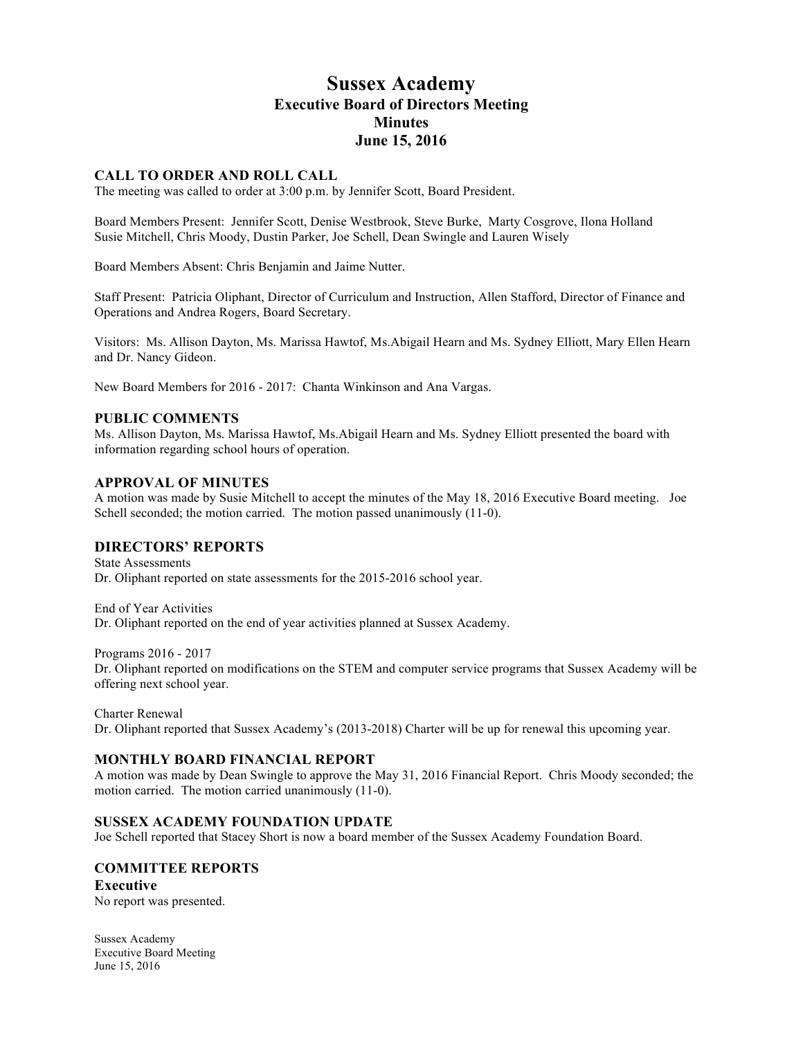# Sussex Academy
## Executive Board of Directors Meeting
## Minutes
## June 15, 2016

### CALL TO ORDER AND ROLL CALL

The meeting was called to order at 3:00 p.m. by Jennifer Scott, Board President.

Board Members Present: Jennifer Scott, Denise Westbrook, Steve Burke, Marty Cosgrove, Ilona Holland Susie Mitchell, Chris Moody, Dustin Parker, Joe Schell, Dean Swingle and Lauren Wisely

Board Members Absent: Chris Benjamin and Jaime Nutter.

Staff Present: Patricia Oliphant, Director of Curriculum and Instruction, Allen Stafford, Director of Finance and Operations and Andrea Rogers, Board Secretary.

Visitors: Ms. Allison Dayton, Ms. Marissa Hawtof, Ms.Abigail Hearn and Ms. Sydney Elliott, Mary Ellen Hearn and Dr. Nancy Gideon.

New Board Members for 2016 - 2017: Chanta Winkinson and Ana Vargas.

### PUBLIC COMMENTS

Ms. Allison Dayton, Ms. Marissa Hawtof, Ms.Abigail Hearn and Ms. Sydney Elliott presented the board with information regarding school hours of operation.

### APPROVAL OF MINUTES

A motion was made by Susie Mitchell to accept the minutes of the May 18, 2016 Executive Board meeting. Joe Schell seconded; the motion carried. The motion passed unanimously (11-0).

### DIRECTORS' REPORTS

State Assessments

Dr. Oliphant reported on state assessments for the 2015-2016 school year.

End of Year Activities

Dr. Oliphant reported on the end of year activities planned at Sussex Academy.

Programs 2016 - 2017

Dr. Oliphant reported on modifications on the STEM and computer service programs that Sussex Academy will be offering next school year.

Charter Renewal

Dr. Oliphant reported that Sussex Academy's (2013-2018) Charter will be up for renewal this upcoming year.

### MONTHLY BOARD FINANCIAL REPORT

A motion was made by Dean Swingle to approve the May 31, 2016 Financial Report. Chris Moody seconded; the motion carried. The motion carried unanimously (11-0).

### SUSSEX ACADEMY FOUNDATION UPDATE

Joe Schell reported that Stacey Short is now a board member of the Sussex Academy Foundation Board.

### COMMITTEE REPORTS

**Executive**

No report was presented.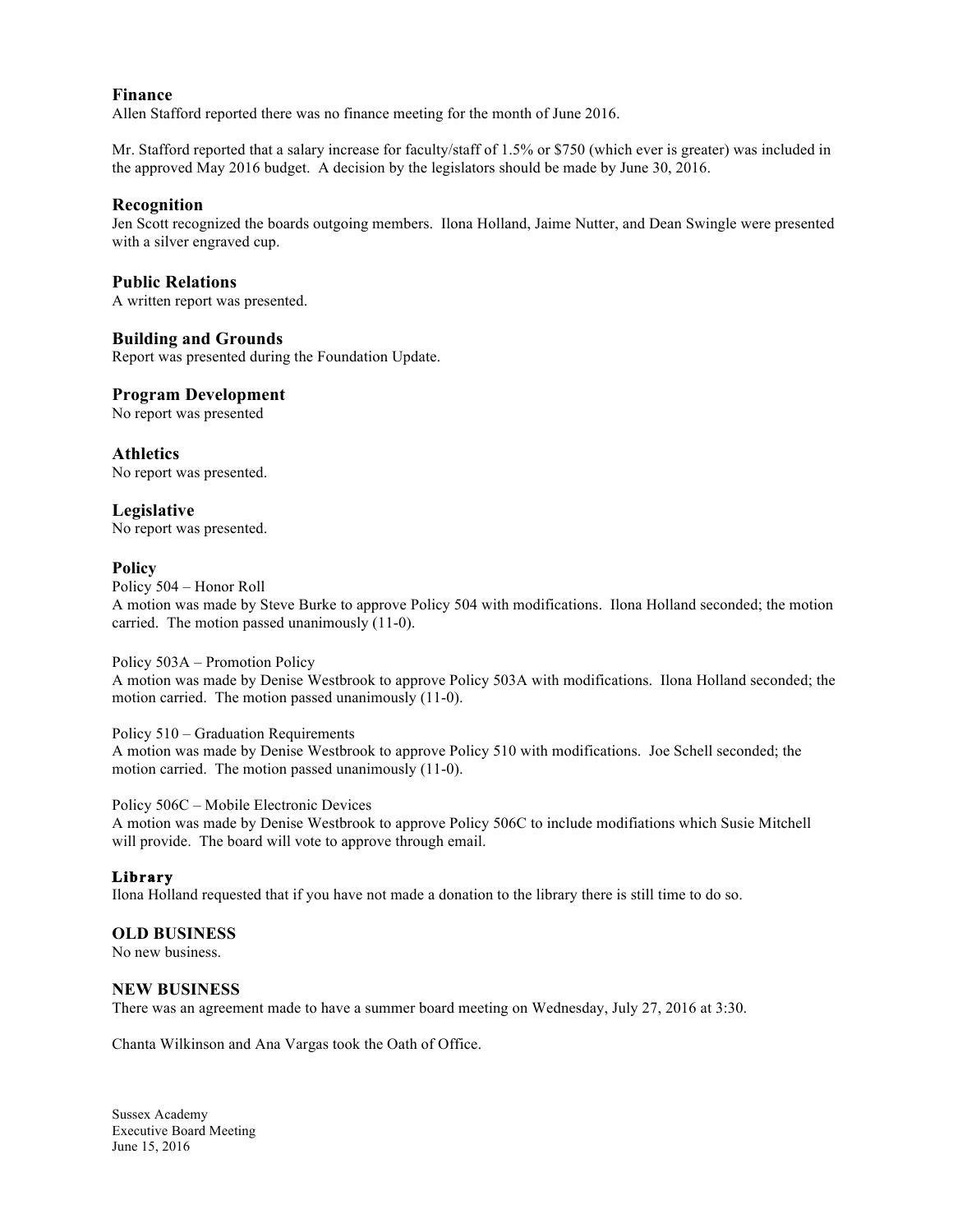## Finance

Allen Stafford reported there was no finance meeting for the month of June 2016.

Mr. Stafford reported that a salary increase for faculty/staff of 1.5% or $750 (which ever is greater) was included in the approved May 2016 budget. A decision by the legislators should be made by June 30, 2016.

## Recognition

Jen Scott recognized the boards outgoing members. Ilona Holland, Jaime Nutter, and Dean Swingle were presented with a silver engraved cup.

## Public Relations

A written report was presented.

## Building and Grounds

Report was presented during the Foundation Update.

## Program Development

No report was presented

## Athletics

No report was presented.

## Legislative

No report was presented.

## Policy

Policy 504 – Honor Roll
A motion was made by Steve Burke to approve Policy 504 with modifications. Ilona Holland seconded; the motion carried. The motion passed unanimously (11-0).

Policy 503A – Promotion Policy
A motion was made by Denise Westbrook to approve Policy 503A with modifications. Ilona Holland seconded; the motion carried. The motion passed unanimously (11-0).

Policy 510 – Graduation Requirements
A motion was made by Denise Westbrook to approve Policy 510 with modifications. Joe Schell seconded; the motion carried. The motion passed unanimously (11-0).

Policy 506C – Mobile Electronic Devices
A motion was made by Denise Westbrook to approve Policy 506C to include modifiations which Susie Mitchell will provide. The board will vote to approve through email.

## Library

Ilona Holland requested that if you have not made a donation to the library there is still time to do so.

## OLD BUSINESS

No new business.

## NEW BUSINESS

There was an agreement made to have a summer board meeting on Wednesday, July 27, 2016 at 3:30.

Chanta Wilkinson and Ana Vargas took the Oath of Office.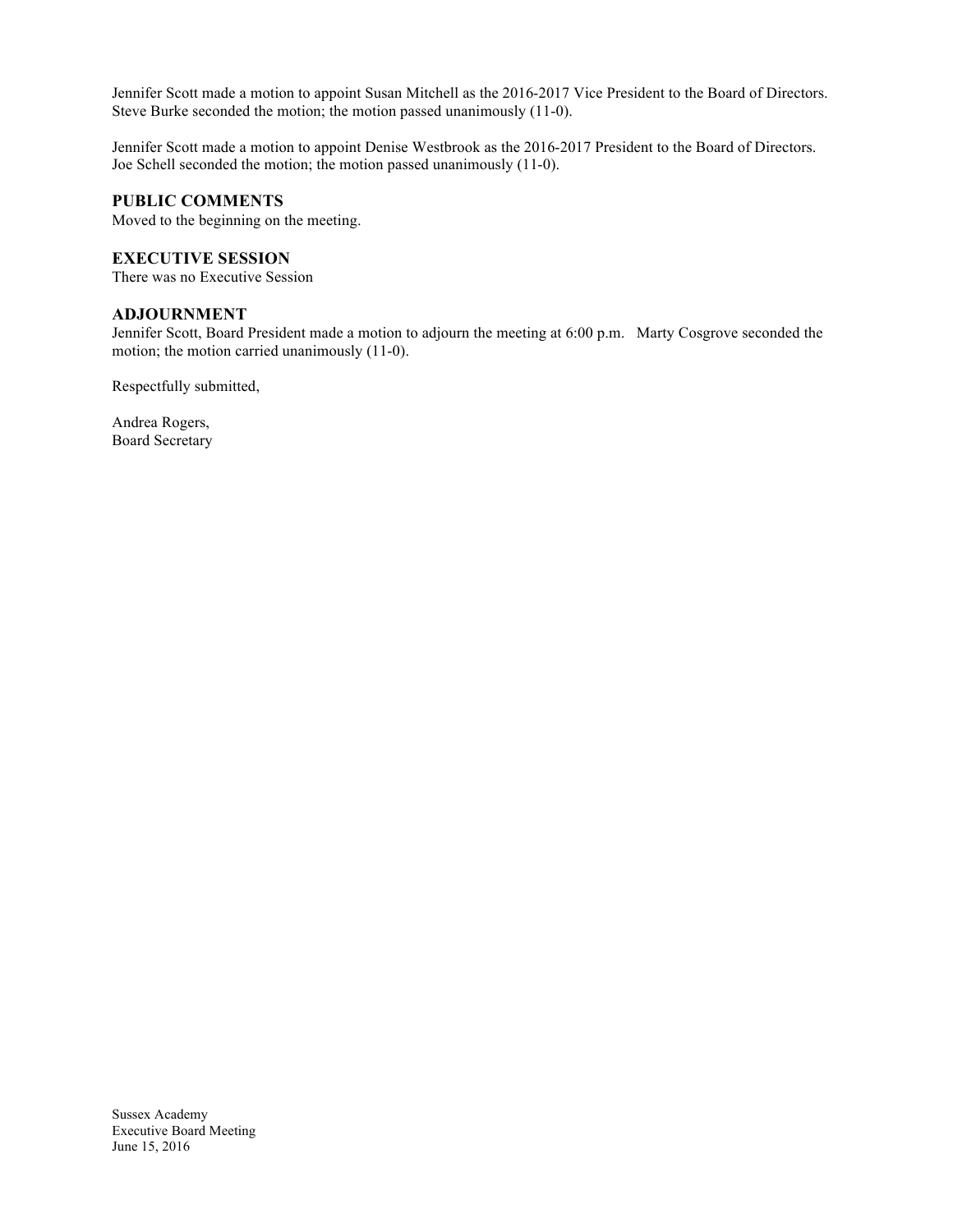Jennifer Scott made a motion to appoint Susan Mitchell as the 2016-2017 Vice President to the Board of Directors. Steve Burke seconded the motion; the motion passed unanimously (11-0).

Jennifer Scott made a motion to appoint Denise Westbrook as the 2016-2017 President to the Board of Directors. Joe Schell seconded the motion; the motion passed unanimously (11-0).

## PUBLIC COMMENTS

Moved to the beginning on the meeting.

## EXECUTIVE SESSION

There was no Executive Session

## ADJOURNMENT

Jennifer Scott, Board President made a motion to adjourn the meeting at 6:00 p.m. Marty Cosgrove seconded the motion; the motion carried unanimously (11-0).

Respectfully submitted,

Andrea Rogers,
Board Secretary